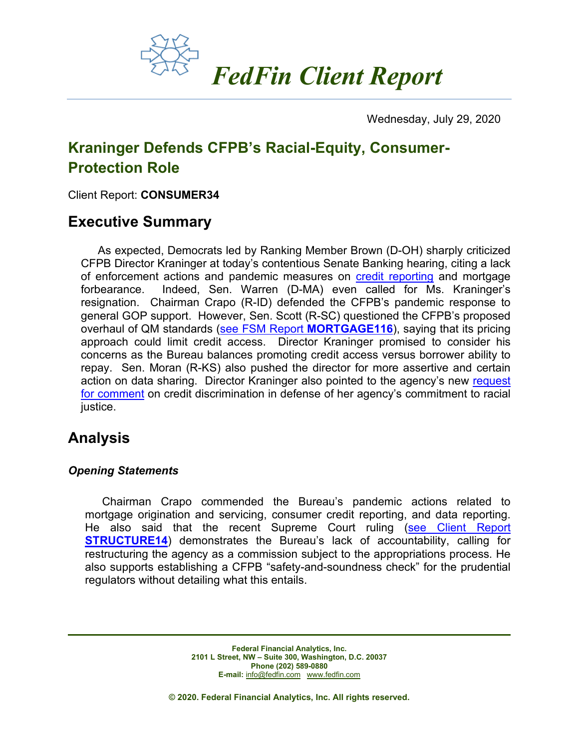# FedFin Client Report

Wednesday, July 29, 2020

## Kraninger Defends CFPB's Racial-Equity, Consumer-Protection Role

Client Report: **CONSUMER34**

## Executive Summary

As expected, Democrats led by Ranking Member Brown (D-OH) sharply criticized CFPB Director Kraninger at today's contentious Senate Banking hearing, citing a lack of enforcement actions and pandemic measures on credit reporting and mortgage forbearance. Indeed, Sen. Warren (D-MA) even called for Ms. Kraninger's resignation. Chairman Crapo (R-ID) defended the CFPB's pandemic response to general GOP support. However, Sen. Scott (R-SC) questioned the CFPB's proposed overhaul of QM standards (see FSM Report **MORTGAGE116**), saying that its pricing approach could limit credit access. Director Kraninger promised to consider his concerns as the Bureau balances promoting credit access versus borrower ability to repay. Sen. Moran (R-KS) also pushed the director for more assertive and certain action on data sharing. Director Kraninger also pointed to the agency's new request for comment on credit discrimination in defense of her agency's commitment to racial justice.

## Analysis

### *Opening Statements*

Chairman Crapo commended the Bureau's pandemic actions related to mortgage origination and servicing, consumer credit reporting, and data reporting. He also said that the recent Supreme Court ruling (see Client Report **STRUCTURE14**) demonstrates the Bureau's lack of accountability, calling for restructuring the agency as a commission subject to the appropriations process. He also supports establishing a CFPB "safety-and-soundness check" for the prudential regulators without detailing what this entails.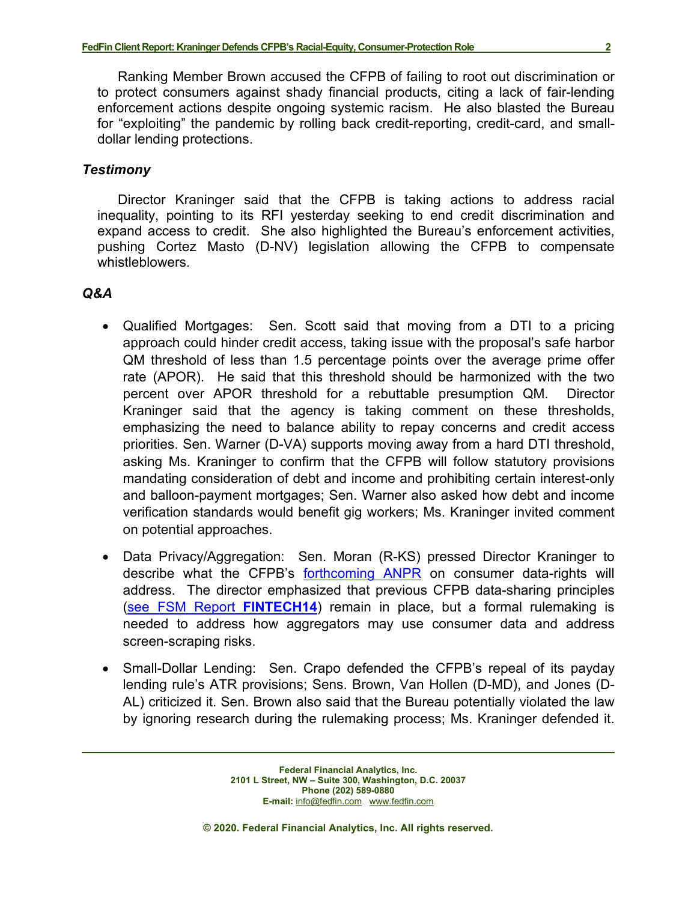Ranking Member Brown accused the CFPB of failing to root out discrimination or to protect consumers against shady financial products, citing a lack of fair-lending enforcement actions despite ongoing systemic racism. He also blasted the Bureau for "exploiting" the pandemic by rolling back credit-reporting, credit-card, and small-dollar lending protections.

### *Testimony*

Director Kraninger said that the CFPB is taking actions to address racial inequality, pointing to its RFI yesterday seeking to end credit discrimination and expand access to credit. She also highlighted the Bureau's enforcement activities, pushing Cortez Masto (D-NV) legislation allowing the CFPB to compensate whistleblowers.

### *Q&A*

- Qualified Mortgages: Sen. Scott said that moving from a DTI to a pricing approach could hinder credit access, taking issue with the proposal's safe harbor QM threshold of less than 1.5 percentage points over the average prime offer rate (APOR). He said that this threshold should be harmonized with the two percent over APOR threshold for a rebuttable presumption QM. Director Kraninger said that the agency is taking comment on these thresholds, emphasizing the need to balance ability to repay concerns and credit access priorities. Sen. Warner (D-VA) supports moving away from a hard DTI threshold, asking Ms. Kraninger to confirm that the CFPB will follow statutory provisions mandating consideration of debt and income and prohibiting certain interest-only and balloon-payment mortgages; Sen. Warner also asked how debt and income verification standards would benefit gig workers; Ms. Kraninger invited comment on potential approaches.

- Data Privacy/Aggregation: Sen. Moran (R-KS) pressed Director Kraninger to describe what the CFPB's forthcoming ANPR on consumer data-rights will address. The director emphasized that previous CFPB data-sharing principles (see FSM Report **FINTECH14**) remain in place, but a formal rulemaking is needed to address how aggregators may use consumer data and address screen-scraping risks.

- Small-Dollar Lending: Sen. Crapo defended the CFPB's repeal of its payday lending rule's ATR provisions; Sens. Brown, Van Hollen (D-MD), and Jones (D-AL) criticized it. Sen. Brown also said that the Bureau potentially violated the law by ignoring research during the rulemaking process; Ms. Kraninger defended it.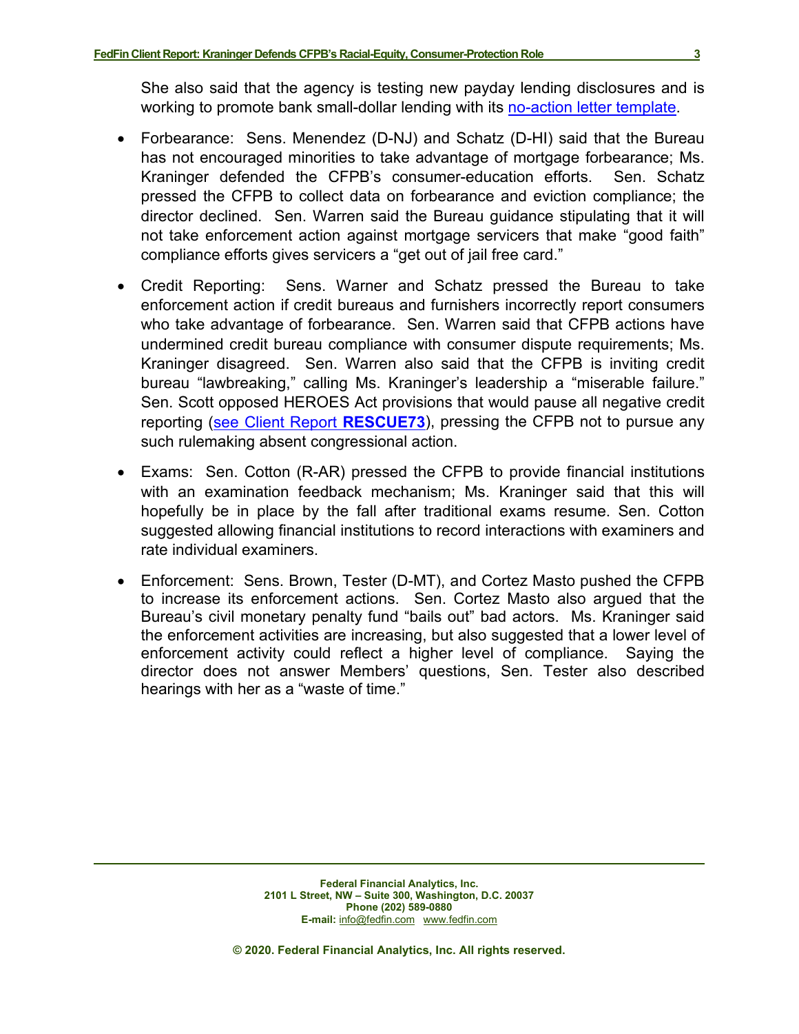She also said that the agency is testing new payday lending disclosures and is working to promote bank small-dollar lending with its no-action letter template.

- Forbearance: Sens. Menendez (D-NJ) and Schatz (D-HI) said that the Bureau has not encouraged minorities to take advantage of mortgage forbearance; Ms. Kraninger defended the CFPB's consumer-education efforts. Sen. Schatz pressed the CFPB to collect data on forbearance and eviction compliance; the director declined. Sen. Warren said the Bureau guidance stipulating that it will not take enforcement action against mortgage servicers that make "good faith" compliance efforts gives servicers a "get out of jail free card."

- Credit Reporting: Sens. Warner and Schatz pressed the Bureau to take enforcement action if credit bureaus and furnishers incorrectly report consumers who take advantage of forbearance. Sen. Warren said that CFPB actions have undermined credit bureau compliance with consumer dispute requirements; Ms. Kraninger disagreed. Sen. Warren also said that the CFPB is inviting credit bureau "lawbreaking," calling Ms. Kraninger's leadership a "miserable failure." Sen. Scott opposed HEROES Act provisions that would pause all negative credit reporting (see Client Report **RESCUE73**), pressing the CFPB not to pursue any such rulemaking absent congressional action.

- Exams: Sen. Cotton (R-AR) pressed the CFPB to provide financial institutions with an examination feedback mechanism; Ms. Kraninger said that this will hopefully be in place by the fall after traditional exams resume. Sen. Cotton suggested allowing financial institutions to record interactions with examiners and rate individual examiners.

- Enforcement: Sens. Brown, Tester (D-MT), and Cortez Masto pushed the CFPB to increase its enforcement actions. Sen. Cortez Masto also argued that the Bureau's civil monetary penalty fund "bails out" bad actors. Ms. Kraninger said the enforcement activities are increasing, but also suggested that a lower level of enforcement activity could reflect a higher level of compliance. Saying the director does not answer Members' questions, Sen. Tester also described hearings with her as a "waste of time."